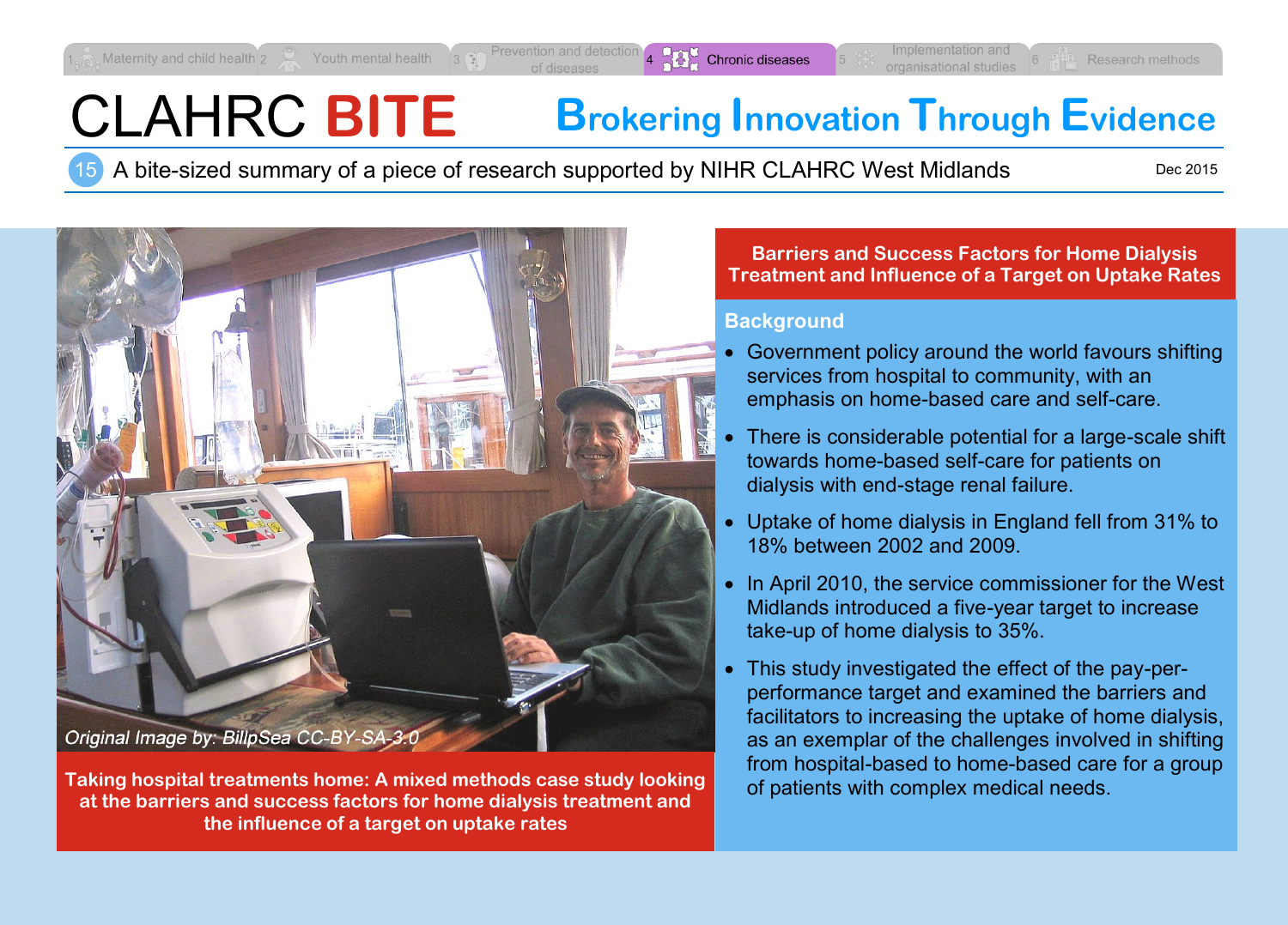1 Maternity and child health | 2 Youth mental health | 3 Prevention and detection of diseases | 4 Chronic diseases | 5 Implementation and organisational studies | 6 Research methods

# CLAHRC BITE

## Brokering Innovation Through Evidence

15 A bite-sized summary of a piece of research supported by NIHR CLAHRC West Midlands

Dec 2015

*Original Image by: BillpSea CC-BY-SA-3.0*

**Taking hospital treatments home: A mixed methods case study looking at the barriers and success factors for home dialysis treatment and the influence of a target on uptake rates**

## Barriers and Success Factors for Home Dialysis Treatment and Influence of a Target on Uptake Rates

### Background

- Government policy around the world favours shifting services from hospital to community, with an emphasis on home-based care and self-care.
- There is considerable potential for a large-scale shift towards home-based self-care for patients on dialysis with end-stage renal failure.
- Uptake of home dialysis in England fell from 31% to 18% between 2002 and 2009.
- In April 2010, the service commissioner for the West Midlands introduced a five-year target to increase take-up of home dialysis to 35%.
- This study investigated the effect of the pay-per-performance target and examined the barriers and facilitators to increasing the uptake of home dialysis, as an exemplar of the challenges involved in shifting from hospital-based to home-based care for a group of patients with complex medical needs.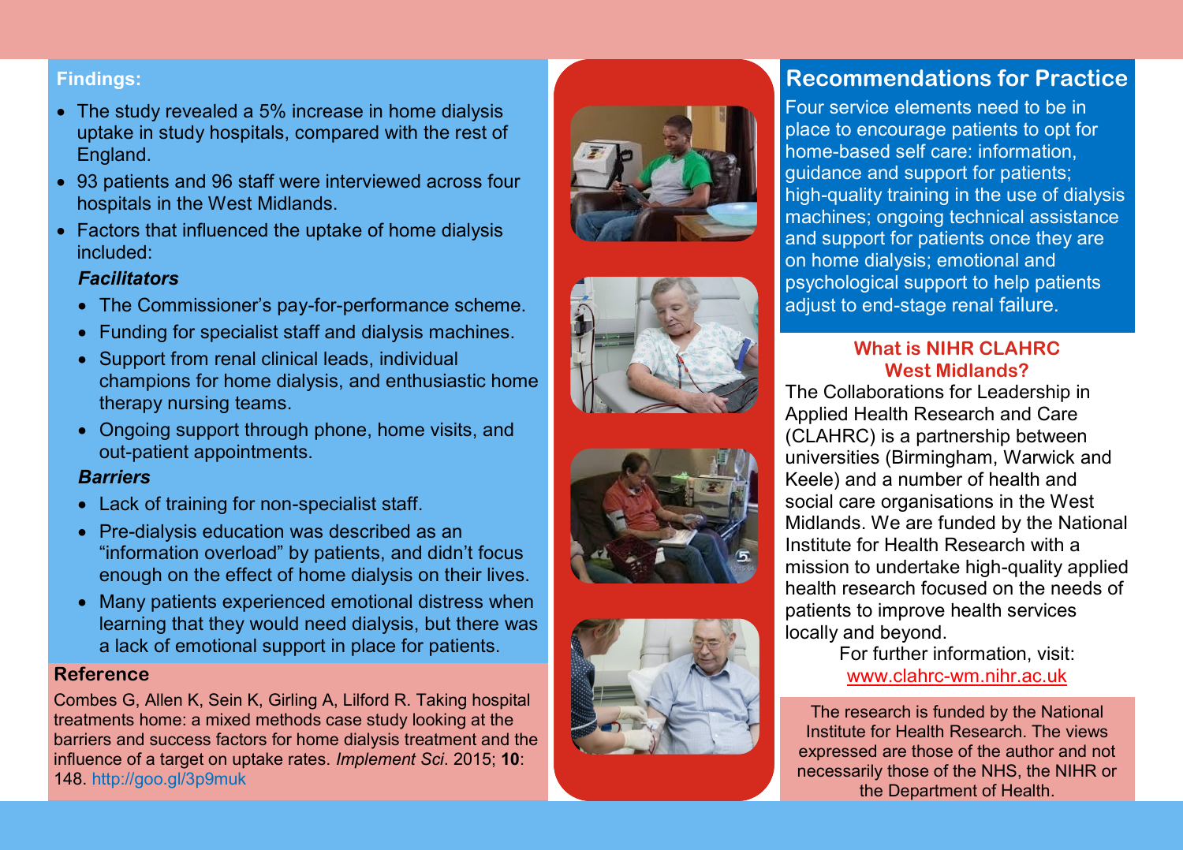## Findings:

- The study revealed a 5% increase in home dialysis uptake in study hospitals, compared with the rest of England.
- 93 patients and 96 staff were interviewed across four hospitals in the West Midlands.
- Factors that influenced the uptake of home dialysis included:

***Facilitators***

- The Commissioner's pay-for-performance scheme.
- Funding for specialist staff and dialysis machines.
- Support from renal clinical leads, individual champions for home dialysis, and enthusiastic home therapy nursing teams.
- Ongoing support through phone, home visits, and out-patient appointments.

***Barriers***

- Lack of training for non-specialist staff.
- Pre-dialysis education was described as an "information overload" by patients, and didn't focus enough on the effect of home dialysis on their lives.
- Many patients experienced emotional distress when learning that they would need dialysis, but there was a lack of emotional support in place for patients.

## Reference

Combes G, Allen K, Sein K, Girling A, Lilford R. Taking hospital treatments home: a mixed methods case study looking at the barriers and success factors for home dialysis treatment and the influence of a target on uptake rates. *Implement Sci*. 2015; **10**: 148. http://goo.gl/3p9muk

## Recommendations for Practice

Four service elements need to be in place to encourage patients to opt for home-based self care: information, guidance and support for patients; high-quality training in the use of dialysis machines; ongoing technical assistance and support for patients once they are on home dialysis; emotional and psychological support to help patients adjust to end-stage renal failure.

### What is NIHR CLAHRC West Midlands?

The Collaborations for Leadership in Applied Health Research and Care (CLAHRC) is a partnership between universities (Birmingham, Warwick and Keele) and a number of health and social care organisations in the West Midlands. We are funded by the National Institute for Health Research with a mission to undertake high-quality applied health research focused on the needs of patients to improve health services locally and beyond.

For further information, visit:
www.clahrc-wm.nihr.ac.uk

The research is funded by the National Institute for Health Research. The views expressed are those of the author and not necessarily those of the NHS, the NIHR or the Department of Health.